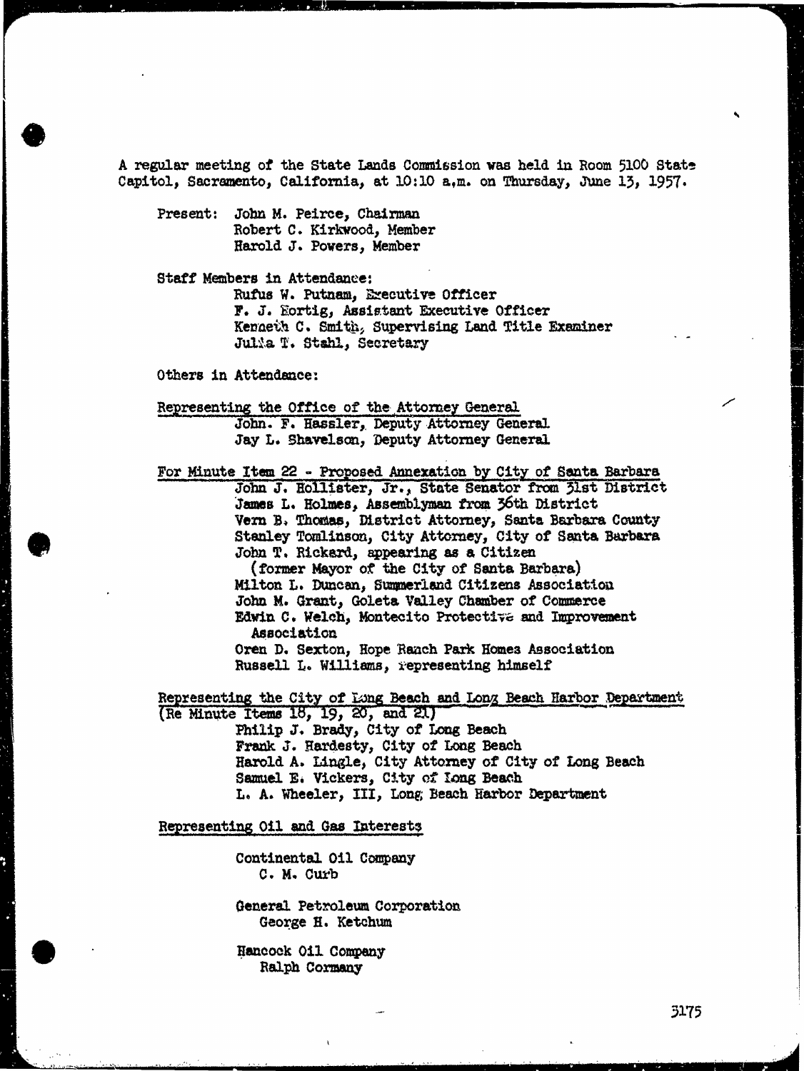A regular meeting of the State Lands Commission was held in Room 5100 State Capitol, Sacramento, California, at 10:10 a.m. on Thursday, June 13, 1957.

Present: John M. Peirce, Chairman
Robert C. Kirkwood, Member
Harold J. Powers, Member

Staff Members in Attendance:
Rufus W. Putnam, Executive Officer
F. J. Hortig, Assistant Executive Officer
Kenneth C. Smith, Supervising Land Title Examiner
Julia T. Stahl, Secretary

Others in Attendance:

Representing the Office of the Attorney General
John. F. Hassler, Deputy Attorney General
Jay L. Shavelson, Deputy Attorney General

For Minute Item 22 - Proposed Annexation by City of Santa Barbara
John J. Hollister, Jr., State Senator from 31st District
James L. Holmes, Assemblyman from 36th District
Vern B. Thomas, District Attorney, Santa Barbara County
Stanley Tomlinson, City Attorney, City of Santa Barbara
John T. Rickard, appearing as a Citizen
(former Mayor of the City of Santa Barbara)
Milton L. Duncan, Summerland Citizens Association
John M. Grant, Goleta Valley Chamber of Commerce
Edwin C. Welch, Montecito Protective and Improvement Association
Oren D. Sexton, Hope Ranch Park Homes Association
Russell L. Williams, representing himself

Representing the City of Long Beach and Long Beach Harbor Department
(Re Minute Items 18, 19, 20, and 21)
Philip J. Brady, City of Long Beach
Frank J. Hardesty, City of Long Beach
Harold A. Lingle, City Attorney of City of Long Beach
Samuel E. Vickers, City of Long Beach
L. A. Wheeler, III, Long Beach Harbor Department

Representing Oil and Gas Interests

Continental Oil Company
C. M. Curb

General Petroleum Corporation
George H. Ketchum

Hancock Oil Company
Ralph Cormany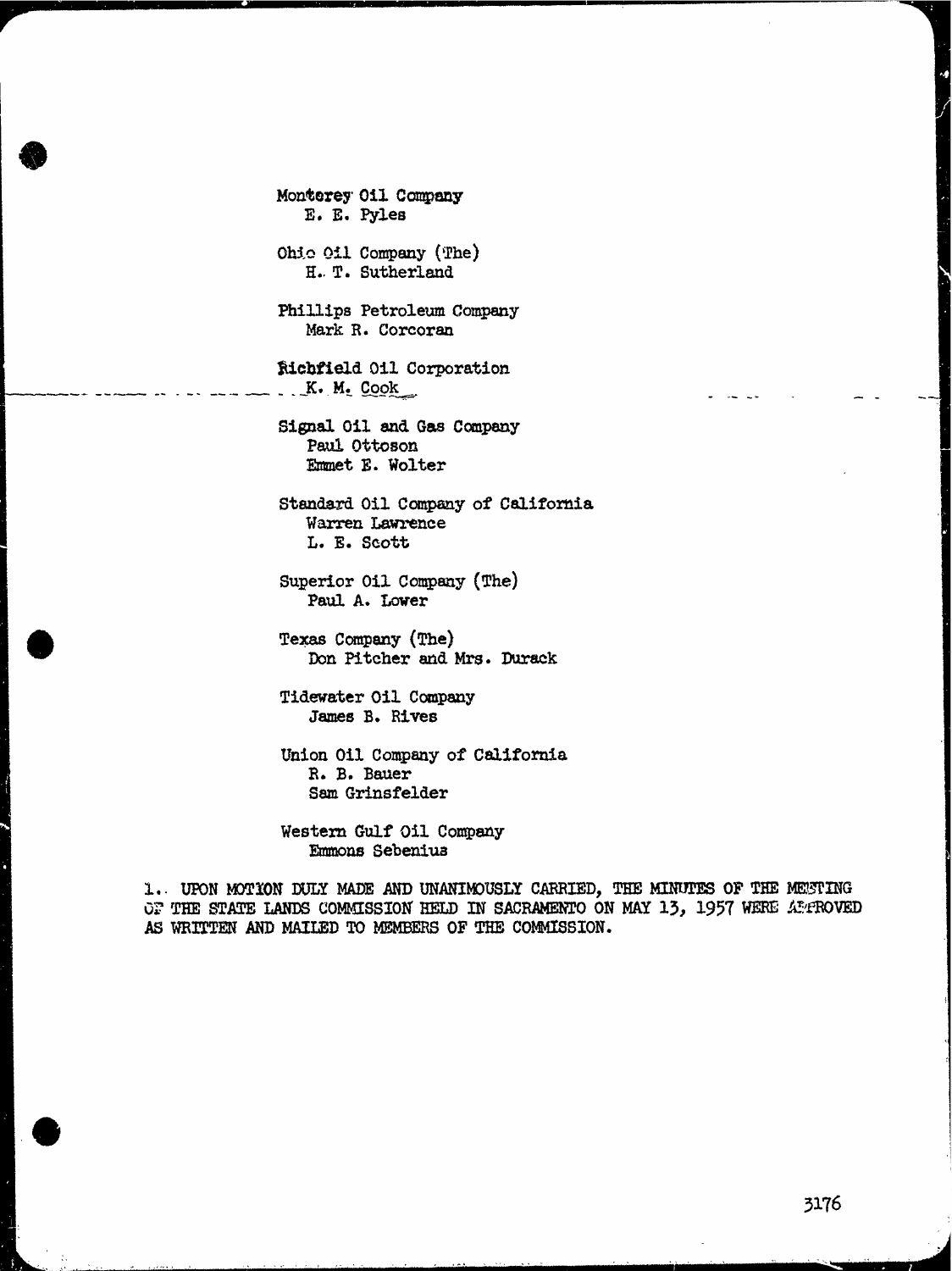Monterey Oil Company
   E. E. Pyles

Ohio Oil Company (The)
   H. T. Sutherland

Phillips Petroleum Company
   Mark R. Corcoran

Richfield Oil Corporation
   K. M. Cook

Signal Oil and Gas Company
   Paul Ottoson
   Emmet E. Wolter

Standard Oil Company of California
   Warren Lawrence
   L. E. Scott

Superior Oil Company (The)
   Paul A. Lower

Texas Company (The)
   Don Pitcher and Mrs. Durack

Tidewater Oil Company
   James B. Rives

Union Oil Company of California
   R. B. Bauer
   Sam Grinsfelder

Western Gulf Oil Company
   Emmons Sebenius

1. UPON MOTION DULY MADE AND UNANIMOUSLY CARRIED, THE MINUTES OF THE MEETING OF THE STATE LANDS COMMISSION HELD IN SACRAMENTO ON MAY 13, 1957 WERE APPROVED AS WRITTEN AND MAILED TO MEMBERS OF THE COMMISSION.